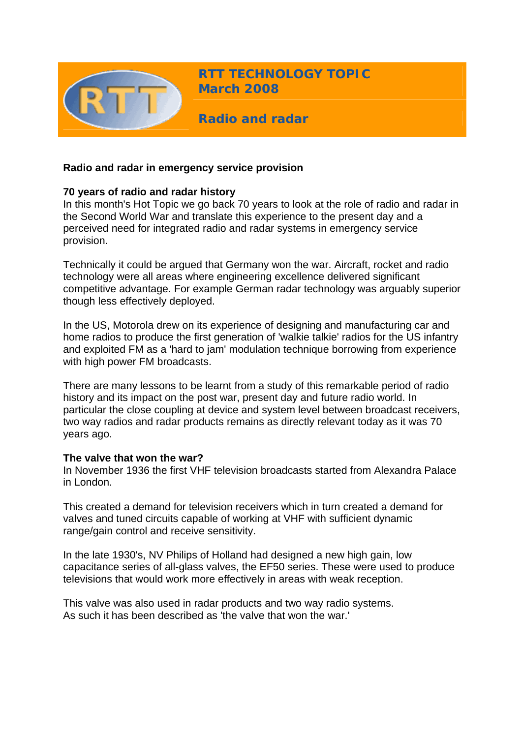# RTT TECHNOLOGY TOPIC
## March 2008

## Radio and radar

### Radio and radar in emergency service provision

**70 years of radio and radar history**

In this month's Hot Topic we go back 70 years to look at the role of radio and radar in the Second World War and translate this experience to the present day and a perceived need for integrated radio and radar systems in emergency service provision.

Technically it could be argued that Germany won the war. Aircraft, rocket and radio technology were all areas where engineering excellence delivered significant competitive advantage. For example German radar technology was arguably superior though less effectively deployed.

In the US, Motorola drew on its experience of designing and manufacturing car and home radios to produce the first generation of 'walkie talkie' radios for the US infantry and exploited FM as a 'hard to jam' modulation technique borrowing from experience with high power FM broadcasts.

There are many lessons to be learnt from a study of this remarkable period of radio history and its impact on the post war, present day and future radio world. In particular the close coupling at device and system level between broadcast receivers, two way radios and radar products remains as directly relevant today as it was 70 years ago.

**The valve that won the war?**

In November 1936 the first VHF television broadcasts started from Alexandra Palace in London.

This created a demand for television receivers which in turn created a demand for valves and tuned circuits capable of working at VHF with sufficient dynamic range/gain control and receive sensitivity.

In the late 1930's, NV Philips of Holland had designed a new high gain, low capacitance series of all-glass valves, the EF50 series. These were used to produce televisions that would work more effectively in areas with weak reception.

This valve was also used in radar products and two way radio systems.
As such it has been described as 'the valve that won the war.'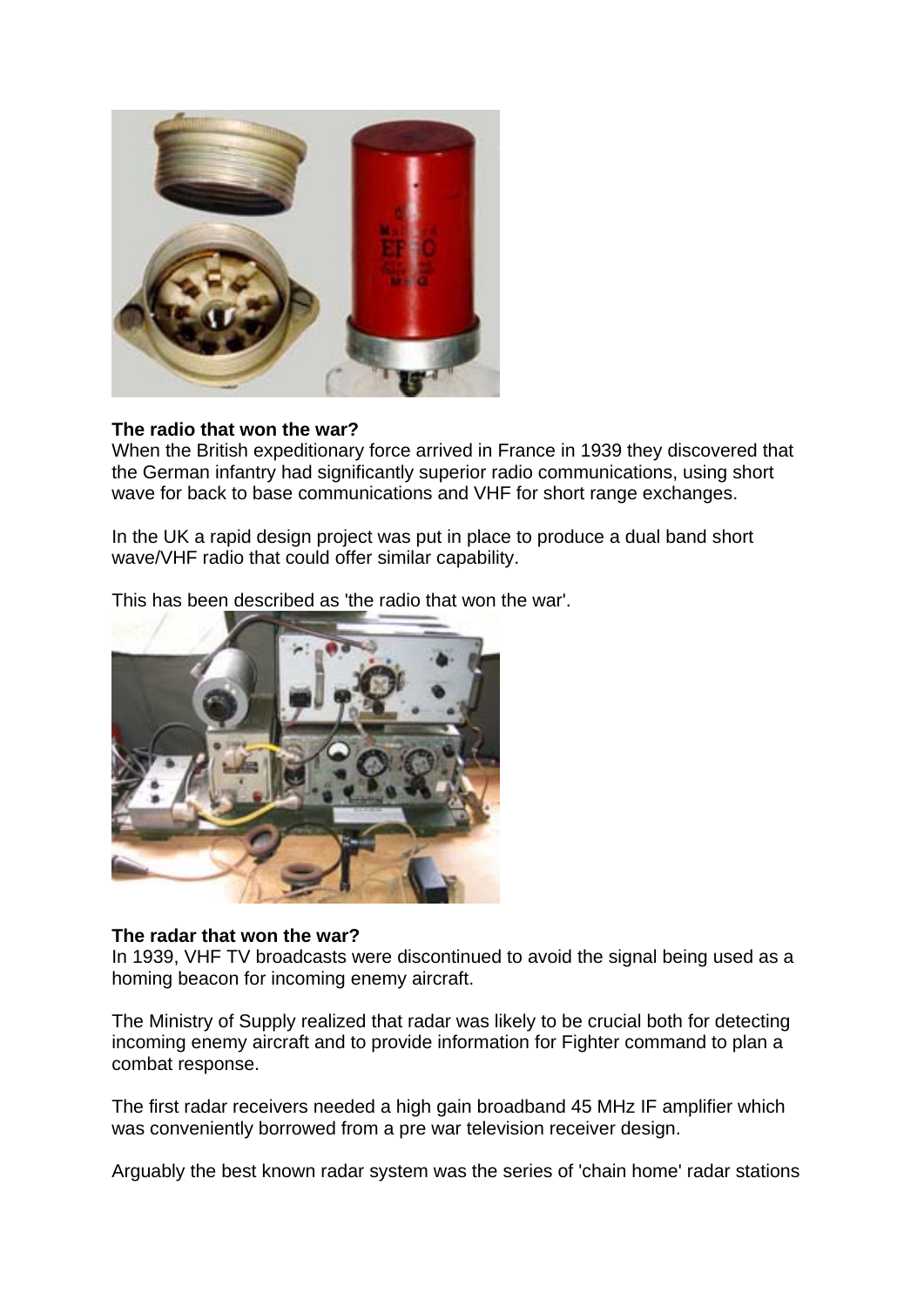**The radio that won the war?**

When the British expeditionary force arrived in France in 1939 they discovered that the German infantry had significantly superior radio communications, using short wave for back to base communications and VHF for short range exchanges.

In the UK a rapid design project was put in place to produce a dual band short wave/VHF radio that could offer similar capability.

This has been described as 'the radio that won the war'.

**The radar that won the war?**

In 1939, VHF TV broadcasts were discontinued to avoid the signal being used as a homing beacon for incoming enemy aircraft.

The Ministry of Supply realized that radar was likely to be crucial both for detecting incoming enemy aircraft and to provide information for Fighter command to plan a combat response.

The first radar receivers needed a high gain broadband 45 MHz IF amplifier which was conveniently borrowed from a pre war television receiver design.

Arguably the best known radar system was the series of 'chain home' radar stations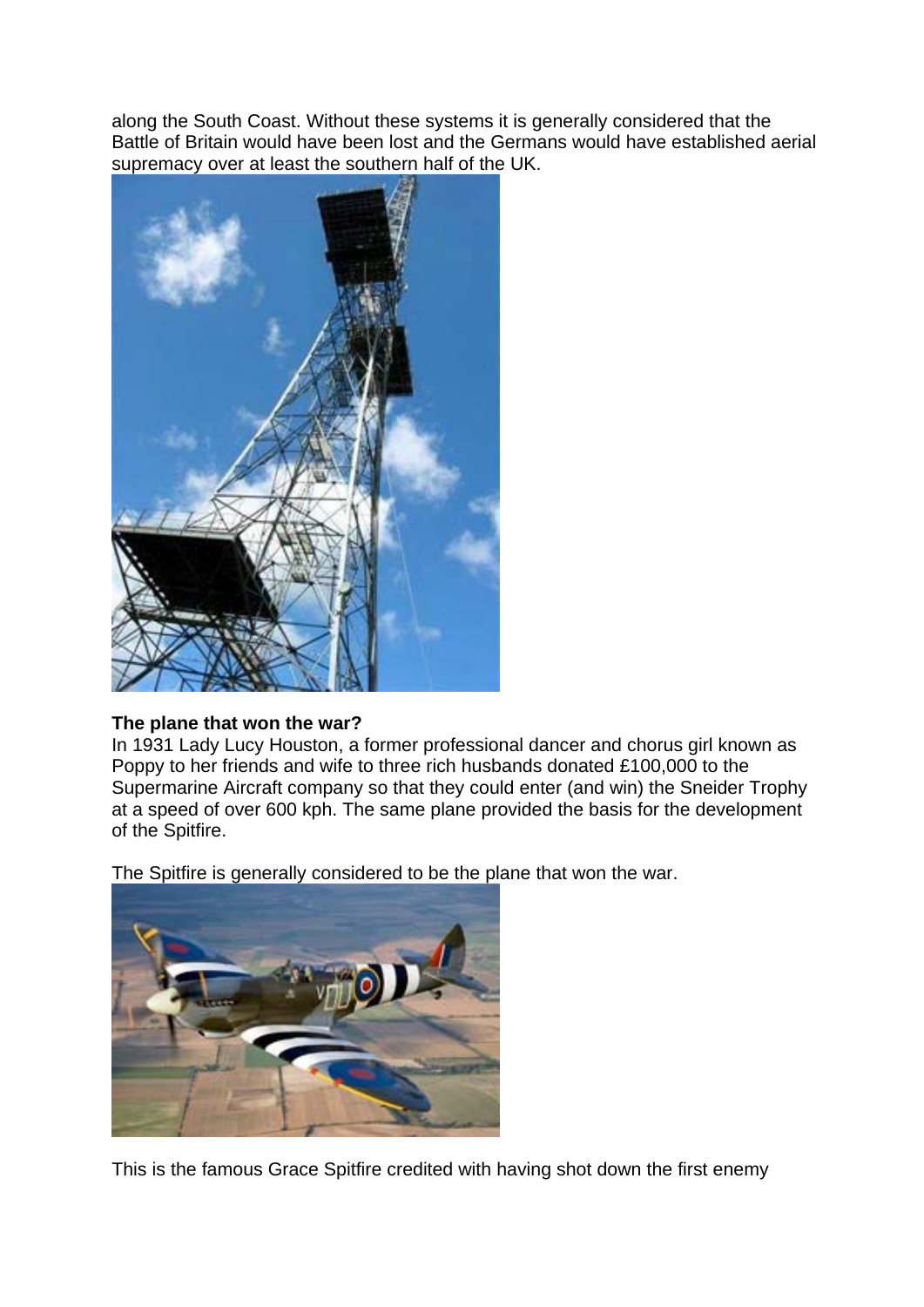along the South Coast. Without these systems it is generally considered that the Battle of Britain would have been lost and the Germans would have established aerial supremacy over at least the southern half of the UK.

**The plane that won the war?**

In 1931 Lady Lucy Houston, a former professional dancer and chorus girl known as Poppy to her friends and wife to three rich husbands donated £100,000 to the Supermarine Aircraft company so that they could enter (and win) the Sneider Trophy at a speed of over 600 kph. The same plane provided the basis for the development of the Spitfire.

The Spitfire is generally considered to be the plane that won the war.

This is the famous Grace Spitfire credited with having shot down the first enemy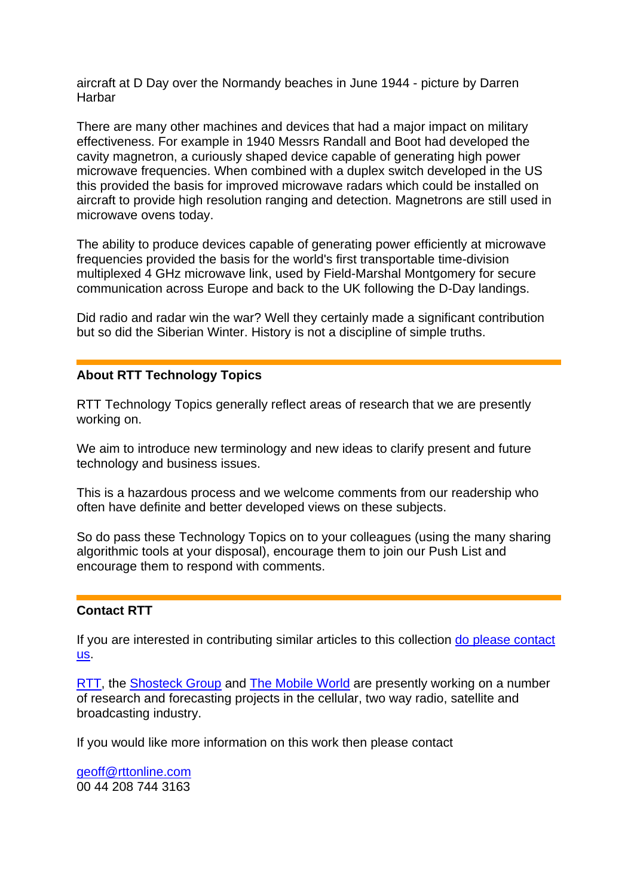aircraft at D Day over the Normandy beaches in June 1944 - picture by Darren Harbar

There are many other machines and devices that had a major impact on military effectiveness. For example in 1940 Messrs Randall and Boot had developed the cavity magnetron, a curiously shaped device capable of generating high power microwave frequencies. When combined with a duplex switch developed in the US this provided the basis for improved microwave radars which could be installed on aircraft to provide high resolution ranging and detection. Magnetrons are still used in microwave ovens today.

The ability to produce devices capable of generating power efficiently at microwave frequencies provided the basis for the world's first transportable time-division multiplexed 4 GHz microwave link, used by Field-Marshal Montgomery for secure communication across Europe and back to the UK following the D-Day landings.

Did radio and radar win the war? Well they certainly made a significant contribution but so did the Siberian Winter. History is not a discipline of simple truths.

---

**About RTT Technology Topics**

RTT Technology Topics generally reflect areas of research that we are presently working on.

We aim to introduce new terminology and new ideas to clarify present and future technology and business issues.

This is a hazardous process and we welcome comments from our readership who often have definite and better developed views on these subjects.

So do pass these Technology Topics on to your colleagues (using the many sharing algorithmic tools at your disposal), encourage them to join our Push List and encourage them to respond with comments.

---

**Contact RTT**

If you are interested in contributing similar articles to this collection do please contact us.

RTT, the Shosteck Group and The Mobile World are presently working on a number of research and forecasting projects in the cellular, two way radio, satellite and broadcasting industry.

If you would like more information on this work then please contact

geoff@rttonline.com
00 44 208 744 3163